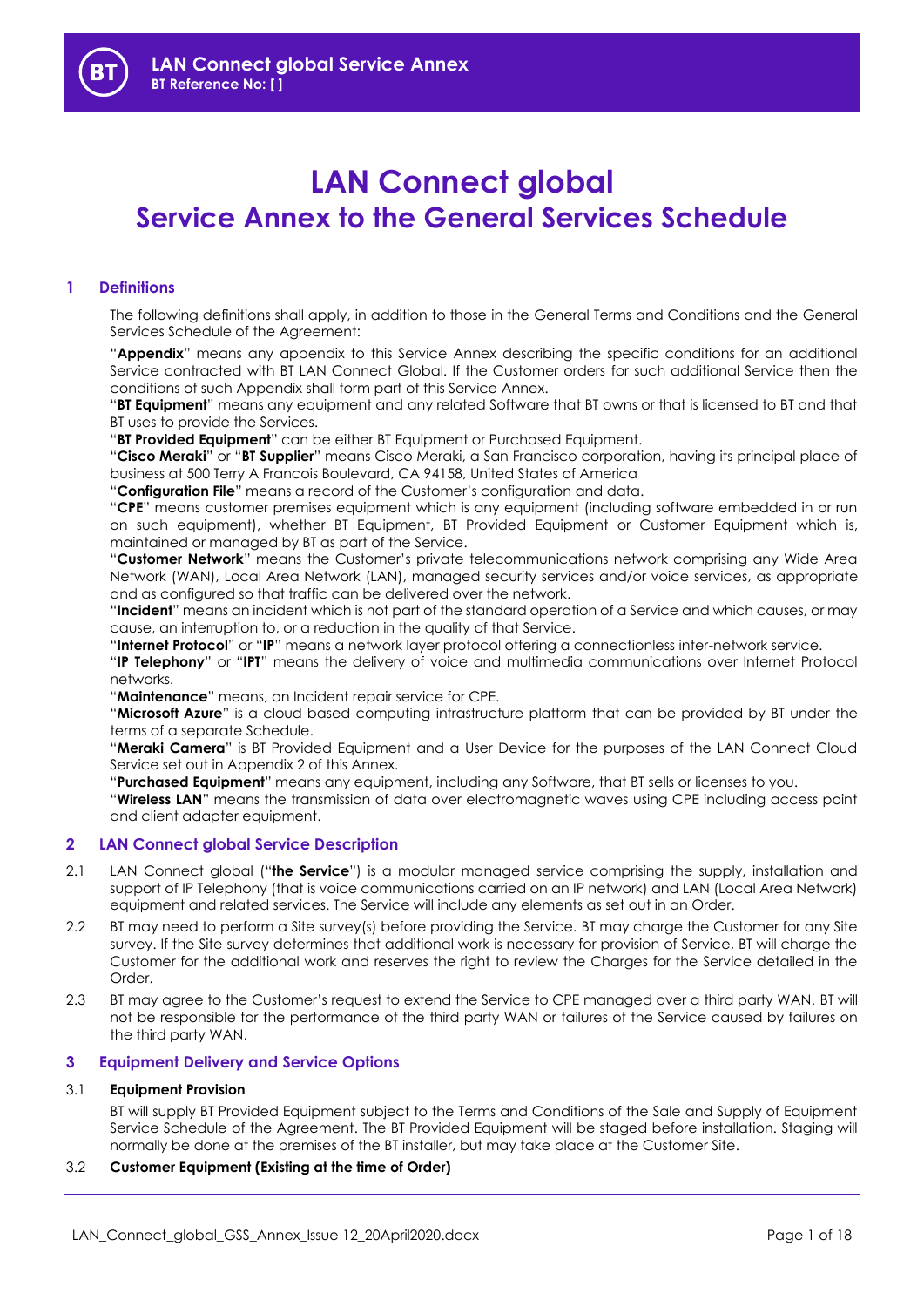# LAN Connect global
## Service Annex to the General Services Schedule

## 1 Definitions

The following definitions shall apply, in addition to those in the General Terms and Conditions and the General Services Schedule of the Agreement:

"**Appendix**" means any appendix to this Service Annex describing the specific conditions for an additional Service contracted with BT LAN Connect Global. If the Customer orders for such additional Service then the conditions of such Appendix shall form part of this Service Annex.

"**BT Equipment**" means any equipment and any related Software that BT owns or that is licensed to BT and that BT uses to provide the Services.

"**BT Provided Equipment**" can be either BT Equipment or Purchased Equipment.

"**Cisco Meraki**" or "**BT Supplier**" means Cisco Meraki, a San Francisco corporation, having its principal place of business at 500 Terry A Francois Boulevard, CA 94158, United States of America

"**Configuration File**" means a record of the Customer's configuration and data.

"**CPE**" means customer premises equipment which is any equipment (including software embedded in or run on such equipment), whether BT Equipment, BT Provided Equipment or Customer Equipment which is, maintained or managed by BT as part of the Service.

"**Customer Network**" means the Customer's private telecommunications network comprising any Wide Area Network (WAN), Local Area Network (LAN), managed security services and/or voice services, as appropriate and as configured so that traffic can be delivered over the network.

"**Incident**" means an incident which is not part of the standard operation of a Service and which causes, or may cause, an interruption to, or a reduction in the quality of that Service.

"**Internet Protocol**" or "**IP**" means a network layer protocol offering a connectionless inter-network service.

"**IP Telephony**" or "**IPT**" means the delivery of voice and multimedia communications over Internet Protocol networks.

"**Maintenance**" means, an Incident repair service for CPE.

"**Microsoft Azure**" is a cloud based computing infrastructure platform that can be provided by BT under the terms of a separate Schedule.

"**Meraki Camera**" is BT Provided Equipment and a User Device for the purposes of the LAN Connect Cloud Service set out in Appendix 2 of this Annex.

"**Purchased Equipment**" means any equipment, including any Software, that BT sells or licenses to you.

"**Wireless LAN**" means the transmission of data over electromagnetic waves using CPE including access point and client adapter equipment.

## 2 LAN Connect global Service Description

2.1 LAN Connect global ("**the Service**") is a modular managed service comprising the supply, installation and support of IP Telephony (that is voice communications carried on an IP network) and LAN (Local Area Network) equipment and related services. The Service will include any elements as set out in an Order.

2.2 BT may need to perform a Site survey(s) before providing the Service. BT may charge the Customer for any Site survey. If the Site survey determines that additional work is necessary for provision of Service, BT will charge the Customer for the additional work and reserves the right to review the Charges for the Service detailed in the Order.

2.3 BT may agree to the Customer's request to extend the Service to CPE managed over a third party WAN. BT will not be responsible for the performance of the third party WAN or failures of the Service caused by failures on the third party WAN.

## 3 Equipment Delivery and Service Options

### 3.1 Equipment Provision

BT will supply BT Provided Equipment subject to the Terms and Conditions of the Sale and Supply of Equipment Service Schedule of the Agreement. The BT Provided Equipment will be staged before installation. Staging will normally be done at the premises of the BT installer, but may take place at the Customer Site.

### 3.2 Customer Equipment (Existing at the time of Order)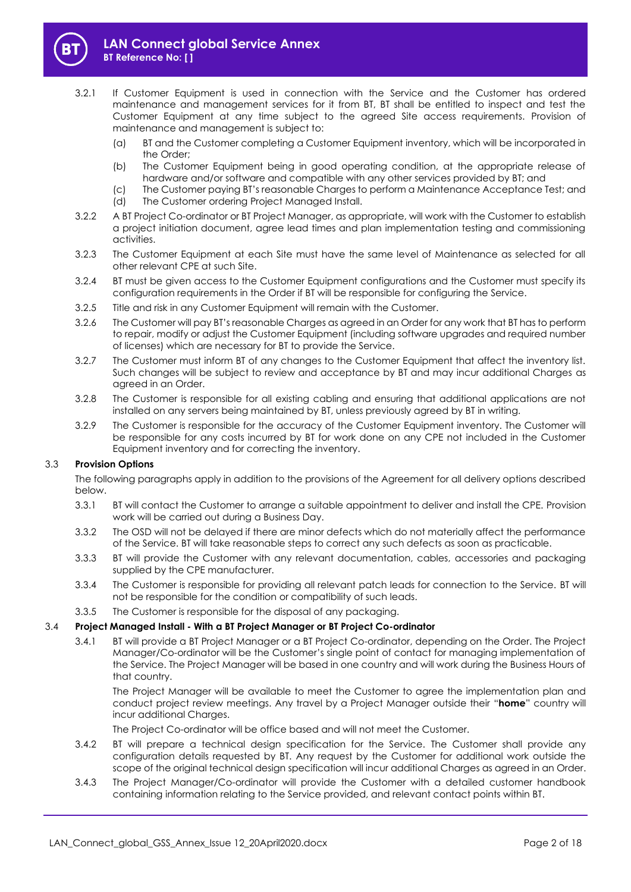3.2.1 If Customer Equipment is used in connection with the Service and the Customer has ordered maintenance and management services for it from BT, BT shall be entitled to inspect and test the Customer Equipment at any time subject to the agreed Site access requirements. Provision of maintenance and management is subject to:

(a) BT and the Customer completing a Customer Equipment inventory, which will be incorporated in the Order;

(b) The Customer Equipment being in good operating condition, at the appropriate release of hardware and/or software and compatible with any other services provided by BT; and

(c) The Customer paying BT's reasonable Charges to perform a Maintenance Acceptance Test; and

(d) The Customer ordering Project Managed Install.

3.2.2 A BT Project Co-ordinator or BT Project Manager, as appropriate, will work with the Customer to establish a project initiation document, agree lead times and plan implementation testing and commissioning activities.

3.2.3 The Customer Equipment at each Site must have the same level of Maintenance as selected for all other relevant CPE at such Site.

3.2.4 BT must be given access to the Customer Equipment configurations and the Customer must specify its configuration requirements in the Order if BT will be responsible for configuring the Service.

3.2.5 Title and risk in any Customer Equipment will remain with the Customer.

3.2.6 The Customer will pay BT's reasonable Charges as agreed in an Order for any work that BT has to perform to repair, modify or adjust the Customer Equipment (including software upgrades and required number of licenses) which are necessary for BT to provide the Service.

3.2.7 The Customer must inform BT of any changes to the Customer Equipment that affect the inventory list. Such changes will be subject to review and acceptance by BT and may incur additional Charges as agreed in an Order.

3.2.8 The Customer is responsible for all existing cabling and ensuring that additional applications are not installed on any servers being maintained by BT, unless previously agreed by BT in writing.

3.2.9 The Customer is responsible for the accuracy of the Customer Equipment inventory. The Customer will be responsible for any costs incurred by BT for work done on any CPE not included in the Customer Equipment inventory and for correcting the inventory.

### 3.3 Provision Options

The following paragraphs apply in addition to the provisions of the Agreement for all delivery options described below.

3.3.1 BT will contact the Customer to arrange a suitable appointment to deliver and install the CPE. Provision work will be carried out during a Business Day.

3.3.2 The OSD will not be delayed if there are minor defects which do not materially affect the performance of the Service. BT will take reasonable steps to correct any such defects as soon as practicable.

3.3.3 BT will provide the Customer with any relevant documentation, cables, accessories and packaging supplied by the CPE manufacturer.

3.3.4 The Customer is responsible for providing all relevant patch leads for connection to the Service. BT will not be responsible for the condition or compatibility of such leads.

3.3.5 The Customer is responsible for the disposal of any packaging.

### 3.4 Project Managed Install - With a BT Project Manager or BT Project Co-ordinator

3.4.1 BT will provide a BT Project Manager or a BT Project Co-ordinator, depending on the Order. The Project Manager/Co-ordinator will be the Customer's single point of contact for managing implementation of the Service. The Project Manager will be based in one country and will work during the Business Hours of that country.

The Project Manager will be available to meet the Customer to agree the implementation plan and conduct project review meetings. Any travel by a Project Manager outside their "**home**" country will incur additional Charges.

The Project Co-ordinator will be office based and will not meet the Customer.

3.4.2 BT will prepare a technical design specification for the Service. The Customer shall provide any configuration details requested by BT. Any request by the Customer for additional work outside the scope of the original technical design specification will incur additional Charges as agreed in an Order.

3.4.3 The Project Manager/Co-ordinator will provide the Customer with a detailed customer handbook containing information relating to the Service provided, and relevant contact points within BT.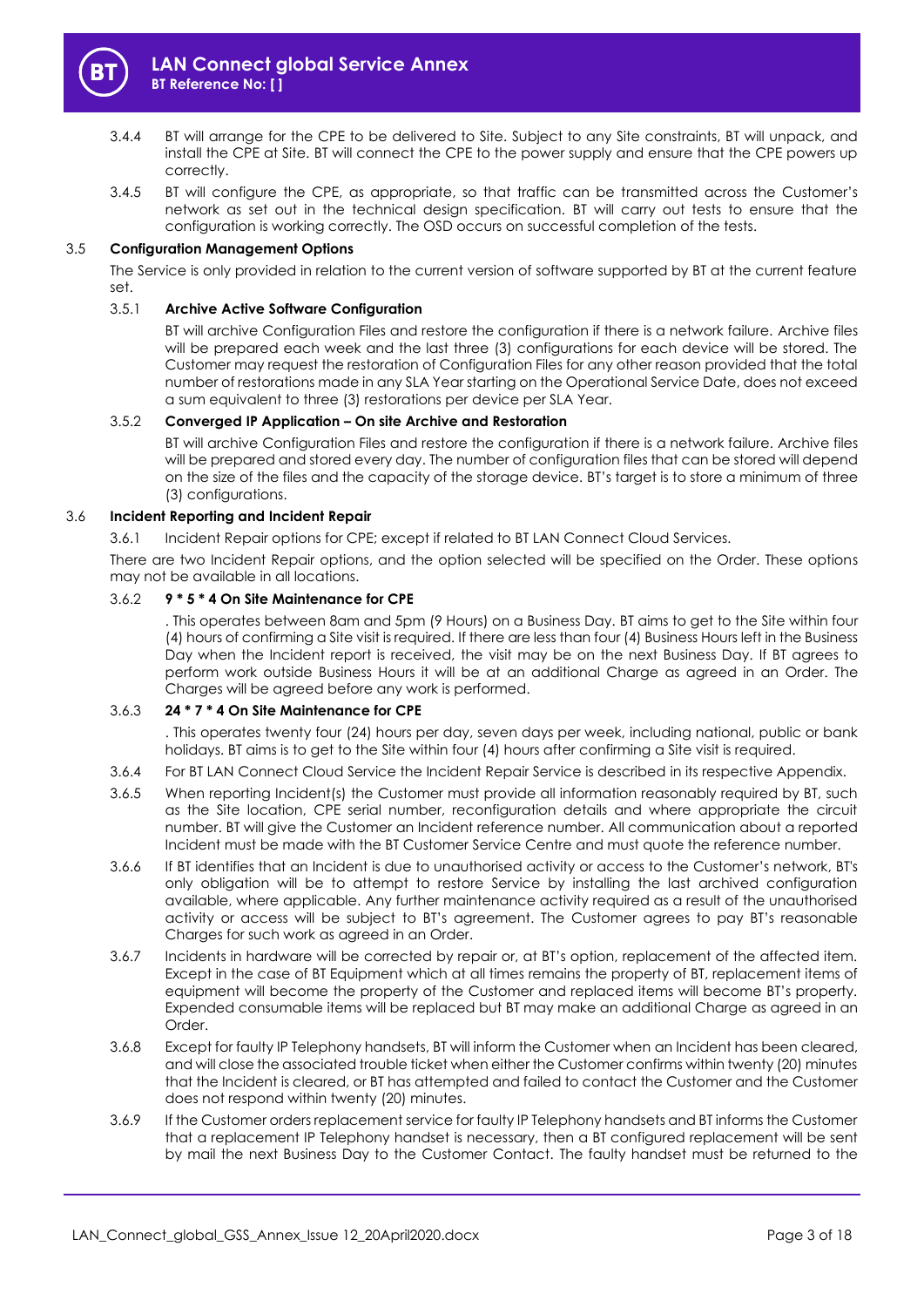3.4.4 BT will arrange for the CPE to be delivered to Site. Subject to any Site constraints, BT will unpack, and install the CPE at Site. BT will connect the CPE to the power supply and ensure that the CPE powers up correctly.

3.4.5 BT will configure the CPE, as appropriate, so that traffic can be transmitted across the Customer's network as set out in the technical design specification. BT will carry out tests to ensure that the configuration is working correctly. The OSD occurs on successful completion of the tests.

### 3.5 Configuration Management Options

The Service is only provided in relation to the current version of software supported by BT at the current feature set.

#### 3.5.1 Archive Active Software Configuration

BT will archive Configuration Files and restore the configuration if there is a network failure. Archive files will be prepared each week and the last three (3) configurations for each device will be stored. The Customer may request the restoration of Configuration Files for any other reason provided that the total number of restorations made in any SLA Year starting on the Operational Service Date, does not exceed a sum equivalent to three (3) restorations per device per SLA Year.

#### 3.5.2 Converged IP Application – On site Archive and Restoration

BT will archive Configuration Files and restore the configuration if there is a network failure. Archive files will be prepared and stored every day. The number of configuration files that can be stored will depend on the size of the files and the capacity of the storage device. BT's target is to store a minimum of three (3) configurations.

### 3.6 Incident Reporting and Incident Repair

3.6.1 Incident Repair options for CPE; except if related to BT LAN Connect Cloud Services.

There are two Incident Repair options, and the option selected will be specified on the Order. These options may not be available in all locations.

#### 3.6.2 9 * 5 * 4 On Site Maintenance for CPE

. This operates between 8am and 5pm (9 Hours) on a Business Day. BT aims to get to the Site within four (4) hours of confirming a Site visit is required. If there are less than four (4) Business Hours left in the Business Day when the Incident report is received, the visit may be on the next Business Day. If BT agrees to perform work outside Business Hours it will be at an additional Charge as agreed in an Order. The Charges will be agreed before any work is performed.

#### 3.6.3 24 * 7 * 4 On Site Maintenance for CPE

. This operates twenty four (24) hours per day, seven days per week, including national, public or bank holidays. BT aims is to get to the Site within four (4) hours after confirming a Site visit is required.

3.6.4 For BT LAN Connect Cloud Service the Incident Repair Service is described in its respective Appendix.

3.6.5 When reporting Incident(s) the Customer must provide all information reasonably required by BT, such as the Site location, CPE serial number, reconfiguration details and where appropriate the circuit number. BT will give the Customer an Incident reference number. All communication about a reported Incident must be made with the BT Customer Service Centre and must quote the reference number.

3.6.6 If BT identifies that an Incident is due to unauthorised activity or access to the Customer's network, BT's only obligation will be to attempt to restore Service by installing the last archived configuration available, where applicable. Any further maintenance activity required as a result of the unauthorised activity or access will be subject to BT's agreement. The Customer agrees to pay BT's reasonable Charges for such work as agreed in an Order.

3.6.7 Incidents in hardware will be corrected by repair or, at BT's option, replacement of the affected item. Except in the case of BT Equipment which at all times remains the property of BT, replacement items of equipment will become the property of the Customer and replaced items will become BT's property. Expended consumable items will be replaced but BT may make an additional Charge as agreed in an Order.

3.6.8 Except for faulty IP Telephony handsets, BT will inform the Customer when an Incident has been cleared, and will close the associated trouble ticket when either the Customer confirms within twenty (20) minutes that the Incident is cleared, or BT has attempted and failed to contact the Customer and the Customer does not respond within twenty (20) minutes.

3.6.9 If the Customer orders replacement service for faulty IP Telephony handsets and BT informs the Customer that a replacement IP Telephony handset is necessary, then a BT configured replacement will be sent by mail the next Business Day to the Customer Contact. The faulty handset must be returned to the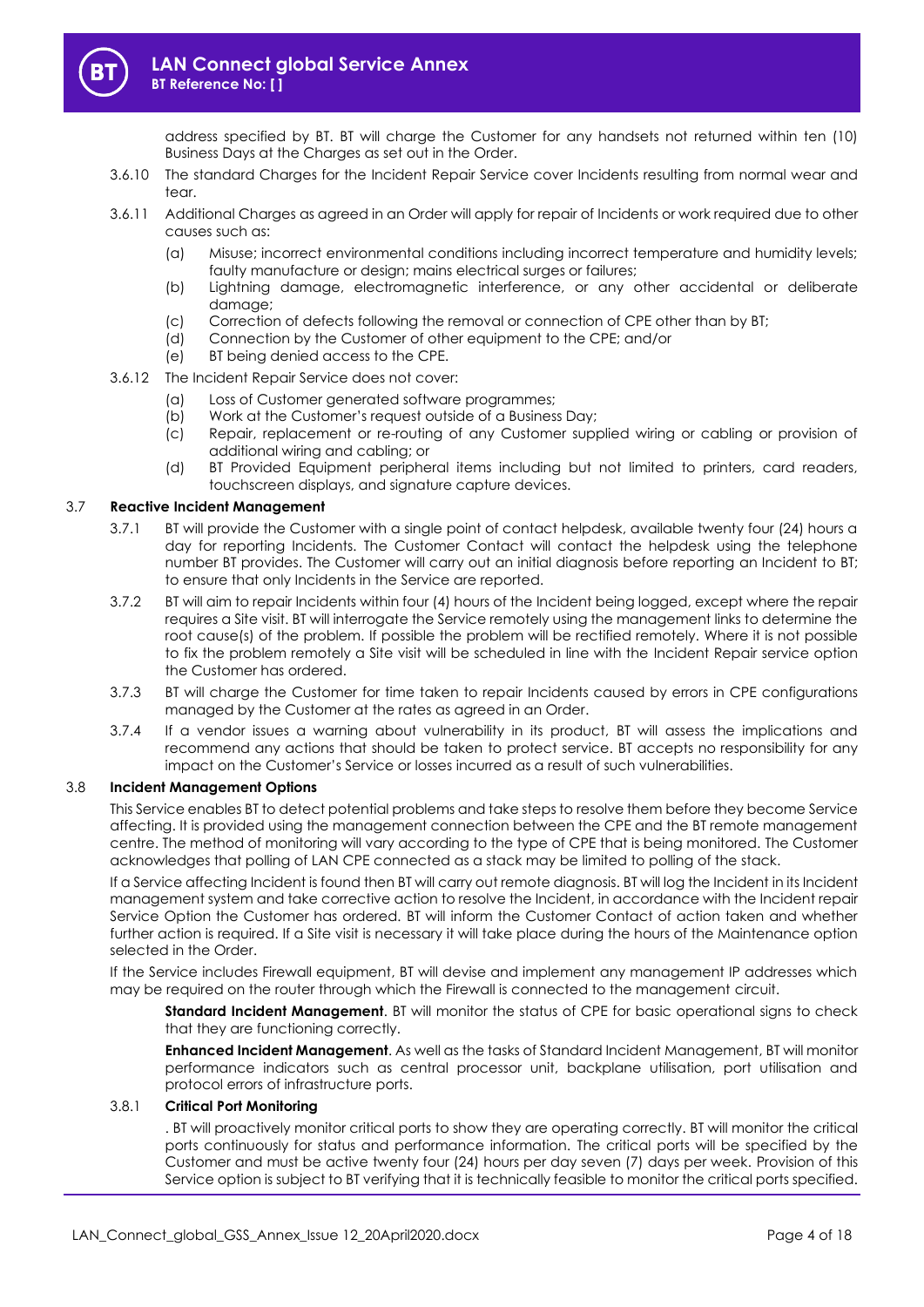address specified by BT. BT will charge the Customer for any handsets not returned within ten (10) Business Days at the Charges as set out in the Order.

3.6.10 The standard Charges for the Incident Repair Service cover Incidents resulting from normal wear and tear.

3.6.11 Additional Charges as agreed in an Order will apply for repair of Incidents or work required due to other causes such as:

(a) Misuse; incorrect environmental conditions including incorrect temperature and humidity levels; faulty manufacture or design; mains electrical surges or failures;

(b) Lightning damage, electromagnetic interference, or any other accidental or deliberate damage;

(c) Correction of defects following the removal or connection of CPE other than by BT;

(d) Connection by the Customer of other equipment to the CPE; and/or

(e) BT being denied access to the CPE.

3.6.12 The Incident Repair Service does not cover:

(a) Loss of Customer generated software programmes;

(b) Work at the Customer's request outside of a Business Day;

(c) Repair, replacement or re-routing of any Customer supplied wiring or cabling or provision of additional wiring and cabling; or

(d) BT Provided Equipment peripheral items including but not limited to printers, card readers, touchscreen displays, and signature capture devices.

### 3.7 Reactive Incident Management

3.7.1 BT will provide the Customer with a single point of contact helpdesk, available twenty four (24) hours a day for reporting Incidents. The Customer Contact will contact the helpdesk using the telephone number BT provides. The Customer will carry out an initial diagnosis before reporting an Incident to BT; to ensure that only Incidents in the Service are reported.

3.7.2 BT will aim to repair Incidents within four (4) hours of the Incident being logged, except where the repair requires a Site visit. BT will interrogate the Service remotely using the management links to determine the root cause(s) of the problem. If possible the problem will be rectified remotely. Where it is not possible to fix the problem remotely a Site visit will be scheduled in line with the Incident Repair service option the Customer has ordered.

3.7.3 BT will charge the Customer for time taken to repair Incidents caused by errors in CPE configurations managed by the Customer at the rates as agreed in an Order.

3.7.4 If a vendor issues a warning about vulnerability in its product, BT will assess the implications and recommend any actions that should be taken to protect service. BT accepts no responsibility for any impact on the Customer's Service or losses incurred as a result of such vulnerabilities.

### 3.8 Incident Management Options

This Service enables BT to detect potential problems and take steps to resolve them before they become Service affecting. It is provided using the management connection between the CPE and the BT remote management centre. The method of monitoring will vary according to the type of CPE that is being monitored. The Customer acknowledges that polling of LAN CPE connected as a stack may be limited to polling of the stack.

If a Service affecting Incident is found then BT will carry out remote diagnosis. BT will log the Incident in its Incident management system and take corrective action to resolve the Incident, in accordance with the Incident repair Service Option the Customer has ordered. BT will inform the Customer Contact of action taken and whether further action is required. If a Site visit is necessary it will take place during the hours of the Maintenance option selected in the Order.

If the Service includes Firewall equipment, BT will devise and implement any management IP addresses which may be required on the router through which the Firewall is connected to the management circuit.

**Standard Incident Management**. BT will monitor the status of CPE for basic operational signs to check that they are functioning correctly.

**Enhanced Incident Management**. As well as the tasks of Standard Incident Management, BT will monitor performance indicators such as central processor unit, backplane utilisation, port utilisation and protocol errors of infrastructure ports.

#### 3.8.1 Critical Port Monitoring

. BT will proactively monitor critical ports to show they are operating correctly. BT will monitor the critical ports continuously for status and performance information. The critical ports will be specified by the Customer and must be active twenty four (24) hours per day seven (7) days per week. Provision of this Service option is subject to BT verifying that it is technically feasible to monitor the critical ports specified.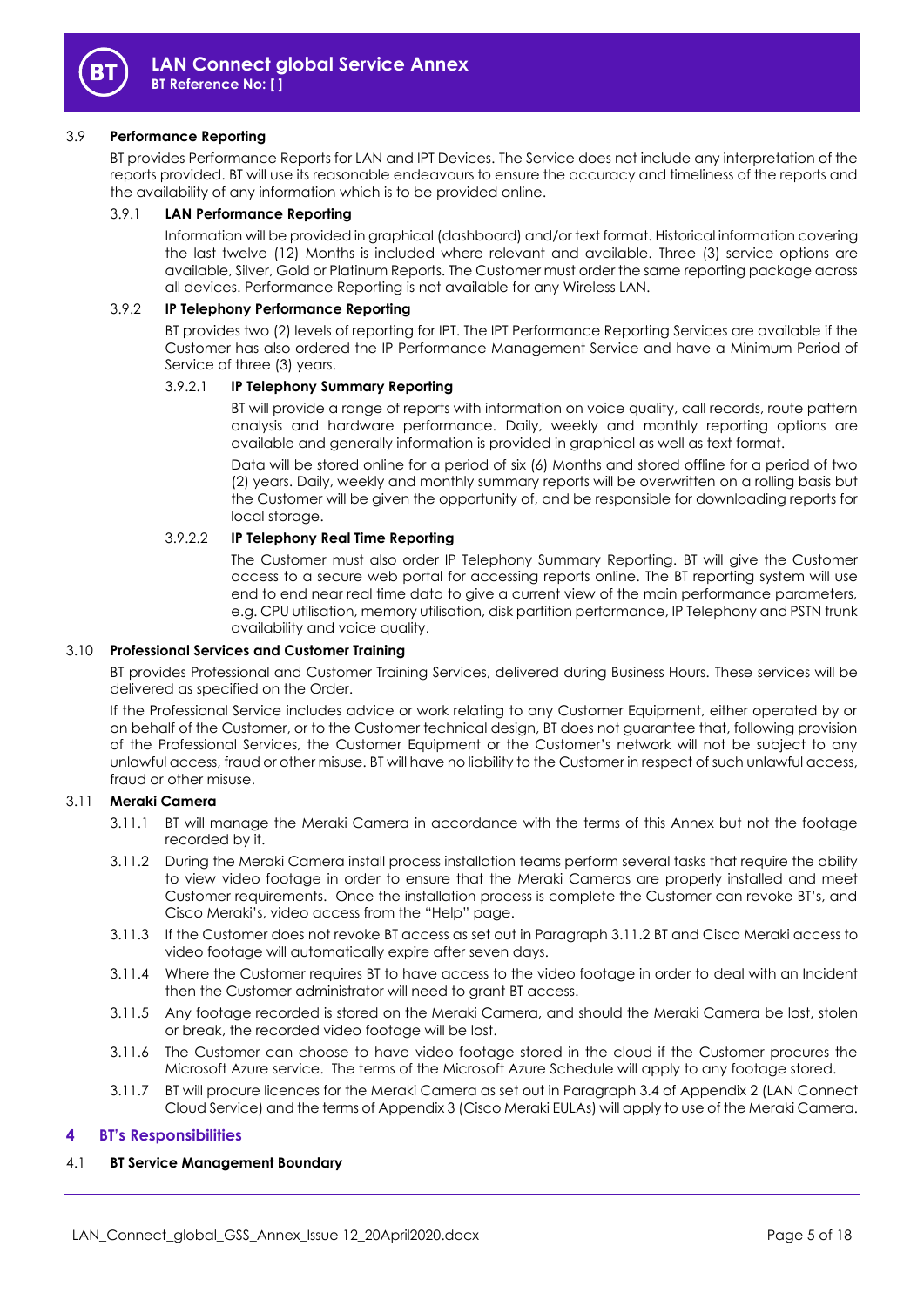### 3.9 **Performance Reporting**

BT provides Performance Reports for LAN and IPT Devices. The Service does not include any interpretation of the reports provided. BT will use its reasonable endeavours to ensure the accuracy and timeliness of the reports and the availability of any information which is to be provided online.

#### 3.9.1 **LAN Performance Reporting**

Information will be provided in graphical (dashboard) and/or text format. Historical information covering the last twelve (12) Months is included where relevant and available. Three (3) service options are available, Silver, Gold or Platinum Reports. The Customer must order the same reporting package across all devices. Performance Reporting is not available for any Wireless LAN.

#### 3.9.2 **IP Telephony Performance Reporting**

BT provides two (2) levels of reporting for IPT. The IPT Performance Reporting Services are available if the Customer has also ordered the IP Performance Management Service and have a Minimum Period of Service of three (3) years.

##### 3.9.2.1 **IP Telephony Summary Reporting**

BT will provide a range of reports with information on voice quality, call records, route pattern analysis and hardware performance. Daily, weekly and monthly reporting options are available and generally information is provided in graphical as well as text format.

Data will be stored online for a period of six (6) Months and stored offline for a period of two (2) years. Daily, weekly and monthly summary reports will be overwritten on a rolling basis but the Customer will be given the opportunity of, and be responsible for downloading reports for local storage.

##### 3.9.2.2 **IP Telephony Real Time Reporting**

The Customer must also order IP Telephony Summary Reporting. BT will give the Customer access to a secure web portal for accessing reports online. The BT reporting system will use end to end near real time data to give a current view of the main performance parameters, e.g. CPU utilisation, memory utilisation, disk partition performance, IP Telephony and PSTN trunk availability and voice quality.

### 3.10 **Professional Services and Customer Training**

BT provides Professional and Customer Training Services, delivered during Business Hours. These services will be delivered as specified on the Order.

If the Professional Service includes advice or work relating to any Customer Equipment, either operated by or on behalf of the Customer, or to the Customer technical design, BT does not guarantee that, following provision of the Professional Services, the Customer Equipment or the Customer's network will not be subject to any unlawful access, fraud or other misuse. BT will have no liability to the Customer in respect of such unlawful access, fraud or other misuse.

### 3.11 **Meraki Camera**

3.11.1 BT will manage the Meraki Camera in accordance with the terms of this Annex but not the footage recorded by it.

3.11.2 During the Meraki Camera install process installation teams perform several tasks that require the ability to view video footage in order to ensure that the Meraki Cameras are properly installed and meet Customer requirements. Once the installation process is complete the Customer can revoke BT's, and Cisco Meraki's, video access from the "Help" page.

3.11.3 If the Customer does not revoke BT access as set out in Paragraph 3.11.2 BT and Cisco Meraki access to video footage will automatically expire after seven days.

3.11.4 Where the Customer requires BT to have access to the video footage in order to deal with an Incident then the Customer administrator will need to grant BT access.

3.11.5 Any footage recorded is stored on the Meraki Camera, and should the Meraki Camera be lost, stolen or break, the recorded video footage will be lost.

3.11.6 The Customer can choose to have video footage stored in the cloud if the Customer procures the Microsoft Azure service. The terms of the Microsoft Azure Schedule will apply to any footage stored.

3.11.7 BT will procure licences for the Meraki Camera as set out in Paragraph 3.4 of Appendix 2 (LAN Connect Cloud Service) and the terms of Appendix 3 (Cisco Meraki EULAs) will apply to use of the Meraki Camera.

## 4 BT's Responsibilities

### 4.1 **BT Service Management Boundary**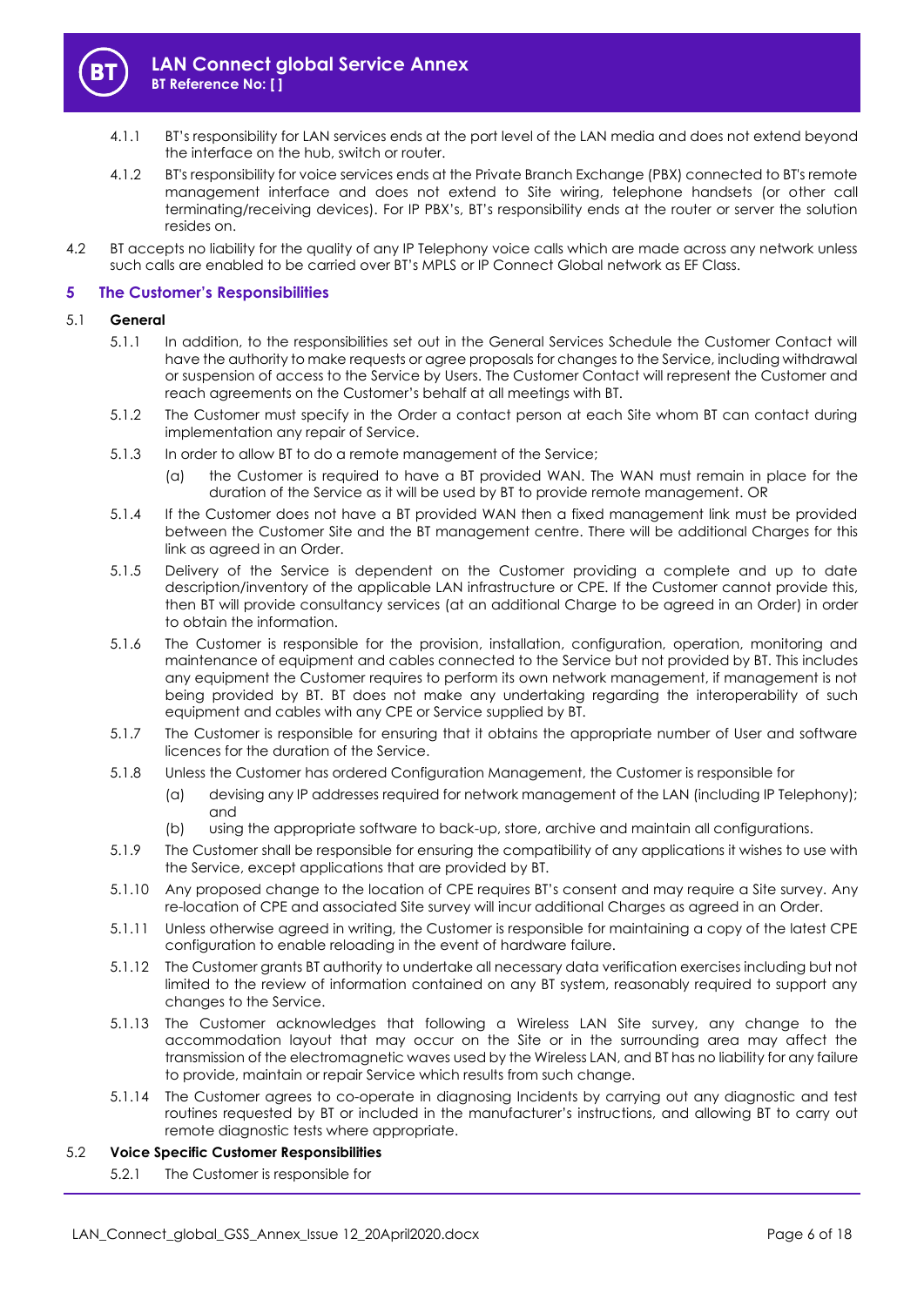4.1.1 BT's responsibility for LAN services ends at the port level of the LAN media and does not extend beyond the interface on the hub, switch or router.

4.1.2 BT's responsibility for voice services ends at the Private Branch Exchange (PBX) connected to BT's remote management interface and does not extend to Site wiring, telephone handsets (or other call terminating/receiving devices). For IP PBX's, BT's responsibility ends at the router or server the solution resides on.

4.2 BT accepts no liability for the quality of any IP Telephony voice calls which are made across any network unless such calls are enabled to be carried over BT's MPLS or IP Connect Global network as EF Class.

## 5 The Customer's Responsibilities

5.1 **General**

5.1.1 In addition, to the responsibilities set out in the General Services Schedule the Customer Contact will have the authority to make requests or agree proposals for changes to the Service, including withdrawal or suspension of access to the Service by Users. The Customer Contact will represent the Customer and reach agreements on the Customer's behalf at all meetings with BT.

5.1.2 The Customer must specify in the Order a contact person at each Site whom BT can contact during implementation any repair of Service.

5.1.3 In order to allow BT to do a remote management of the Service;

(a) the Customer is required to have a BT provided WAN. The WAN must remain in place for the duration of the Service as it will be used by BT to provide remote management. OR

5.1.4 If the Customer does not have a BT provided WAN then a fixed management link must be provided between the Customer Site and the BT management centre. There will be additional Charges for this link as agreed in an Order.

5.1.5 Delivery of the Service is dependent on the Customer providing a complete and up to date description/inventory of the applicable LAN infrastructure or CPE. If the Customer cannot provide this, then BT will provide consultancy services (at an additional Charge to be agreed in an Order) in order to obtain the information.

5.1.6 The Customer is responsible for the provision, installation, configuration, operation, monitoring and maintenance of equipment and cables connected to the Service but not provided by BT. This includes any equipment the Customer requires to perform its own network management, if management is not being provided by BT. BT does not make any undertaking regarding the interoperability of such equipment and cables with any CPE or Service supplied by BT.

5.1.7 The Customer is responsible for ensuring that it obtains the appropriate number of User and software licences for the duration of the Service.

5.1.8 Unless the Customer has ordered Configuration Management, the Customer is responsible for

(a) devising any IP addresses required for network management of the LAN (including IP Telephony); and

(b) using the appropriate software to back-up, store, archive and maintain all configurations.

5.1.9 The Customer shall be responsible for ensuring the compatibility of any applications it wishes to use with the Service, except applications that are provided by BT.

5.1.10 Any proposed change to the location of CPE requires BT's consent and may require a Site survey. Any re-location of CPE and associated Site survey will incur additional Charges as agreed in an Order.

5.1.11 Unless otherwise agreed in writing, the Customer is responsible for maintaining a copy of the latest CPE configuration to enable reloading in the event of hardware failure.

5.1.12 The Customer grants BT authority to undertake all necessary data verification exercises including but not limited to the review of information contained on any BT system, reasonably required to support any changes to the Service.

5.1.13 The Customer acknowledges that following a Wireless LAN Site survey, any change to the accommodation layout that may occur on the Site or in the surrounding area may affect the transmission of the electromagnetic waves used by the Wireless LAN, and BT has no liability for any failure to provide, maintain or repair Service which results from such change.

5.1.14 The Customer agrees to co-operate in diagnosing Incidents by carrying out any diagnostic and test routines requested by BT or included in the manufacturer's instructions, and allowing BT to carry out remote diagnostic tests where appropriate.

5.2 **Voice Specific Customer Responsibilities**

5.2.1 The Customer is responsible for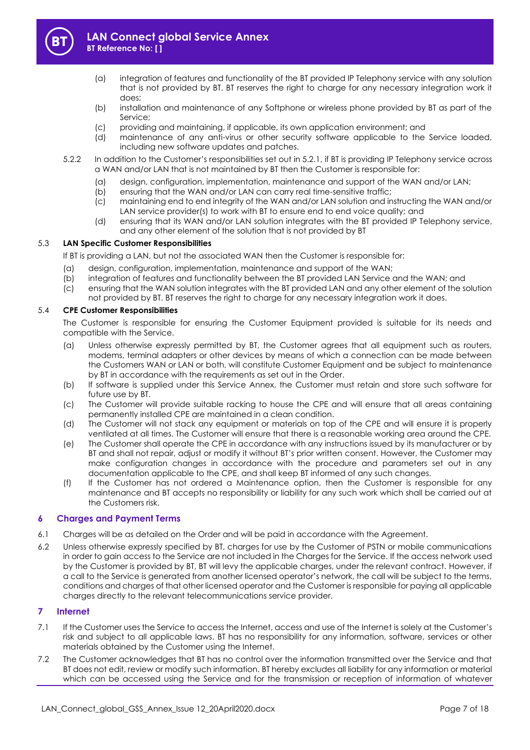(a) integration of features and functionality of the BT provided IP Telephony service with any solution that is not provided by BT. BT reserves the right to charge for any necessary integration work it does;

(b) installation and maintenance of any Softphone or wireless phone provided by BT as part of the Service;

(c) providing and maintaining, if applicable, its own application environment; and

(d) maintenance of any anti-virus or other security software applicable to the Service loaded, including new software updates and patches.

5.2.2 In addition to the Customer's responsibilities set out in 5.2.1, if BT is providing IP Telephony service across a WAN and/or LAN that is not maintained by BT then the Customer is responsible for:

(a) design, configuration, implementation, maintenance and support of the WAN and/or LAN;

(b) ensuring that the WAN and/or LAN can carry real time-sensitive traffic;

(c) maintaining end to end integrity of the WAN and/or LAN solution and instructing the WAN and/or LAN service provider(s) to work with BT to ensure end to end voice quality; and

(d) ensuring that its WAN and/or LAN solution integrates with the BT provided IP Telephony service, and any other element of the solution that is not provided by BT

### 5.3 LAN Specific Customer Responsibilities

If BT is providing a LAN, but not the associated WAN then the Customer is responsible for:

(a) design, configuration, implementation, maintenance and support of the WAN;

(b) integration of features and functionality between the BT provided LAN Service and the WAN; and

(c) ensuring that the WAN solution integrates with the BT provided LAN and any other element of the solution not provided by BT. BT reserves the right to charge for any necessary integration work it does.

### 5.4 CPE Customer Responsibilities

The Customer is responsible for ensuring the Customer Equipment provided is suitable for its needs and compatible with the Service.

(a) Unless otherwise expressly permitted by BT, the Customer agrees that all equipment such as routers, modems, terminal adapters or other devices by means of which a connection can be made between the Customers WAN or LAN or both, will constitute Customer Equipment and be subject to maintenance by BT in accordance with the requirements as set out in the Order.

(b) If software is supplied under this Service Annex, the Customer must retain and store such software for future use by BT.

(c) The Customer will provide suitable racking to house the CPE and will ensure that all areas containing permanently installed CPE are maintained in a clean condition.

(d) The Customer will not stack any equipment or materials on top of the CPE and will ensure it is properly ventilated at all times. The Customer will ensure that there is a reasonable working area around the CPE.

(e) The Customer shall operate the CPE in accordance with any instructions issued by its manufacturer or by BT and shall not repair, adjust or modify it without BT's prior written consent. However, the Customer may make configuration changes in accordance with the procedure and parameters set out in any documentation applicable to the CPE, and shall keep BT informed of any such changes.

(f) If the Customer has not ordered a Maintenance option, then the Customer is responsible for any maintenance and BT accepts no responsibility or liability for any such work which shall be carried out at the Customers risk.

## 6 Charges and Payment Terms

6.1 Charges will be as detailed on the Order and will be paid in accordance with the Agreement.

6.2 Unless otherwise expressly specified by BT, charges for use by the Customer of PSTN or mobile communications in order to gain access to the Service are not included in the Charges for the Service. If the access network used by the Customer is provided by BT, BT will levy the applicable charges, under the relevant contract. However, if a call to the Service is generated from another licensed operator's network, the call will be subject to the terms, conditions and charges of that other licensed operator and the Customer is responsible for paying all applicable charges directly to the relevant telecommunications service provider.

## 7 Internet

7.1 If the Customer uses the Service to access the Internet, access and use of the Internet is solely at the Customer's risk and subject to all applicable laws. BT has no responsibility for any information, software, services or other materials obtained by the Customer using the Internet.

7.2 The Customer acknowledges that BT has no control over the information transmitted over the Service and that BT does not edit, review or modify such information. BT hereby excludes all liability for any information or material which can be accessed using the Service and for the transmission or reception of information of whatever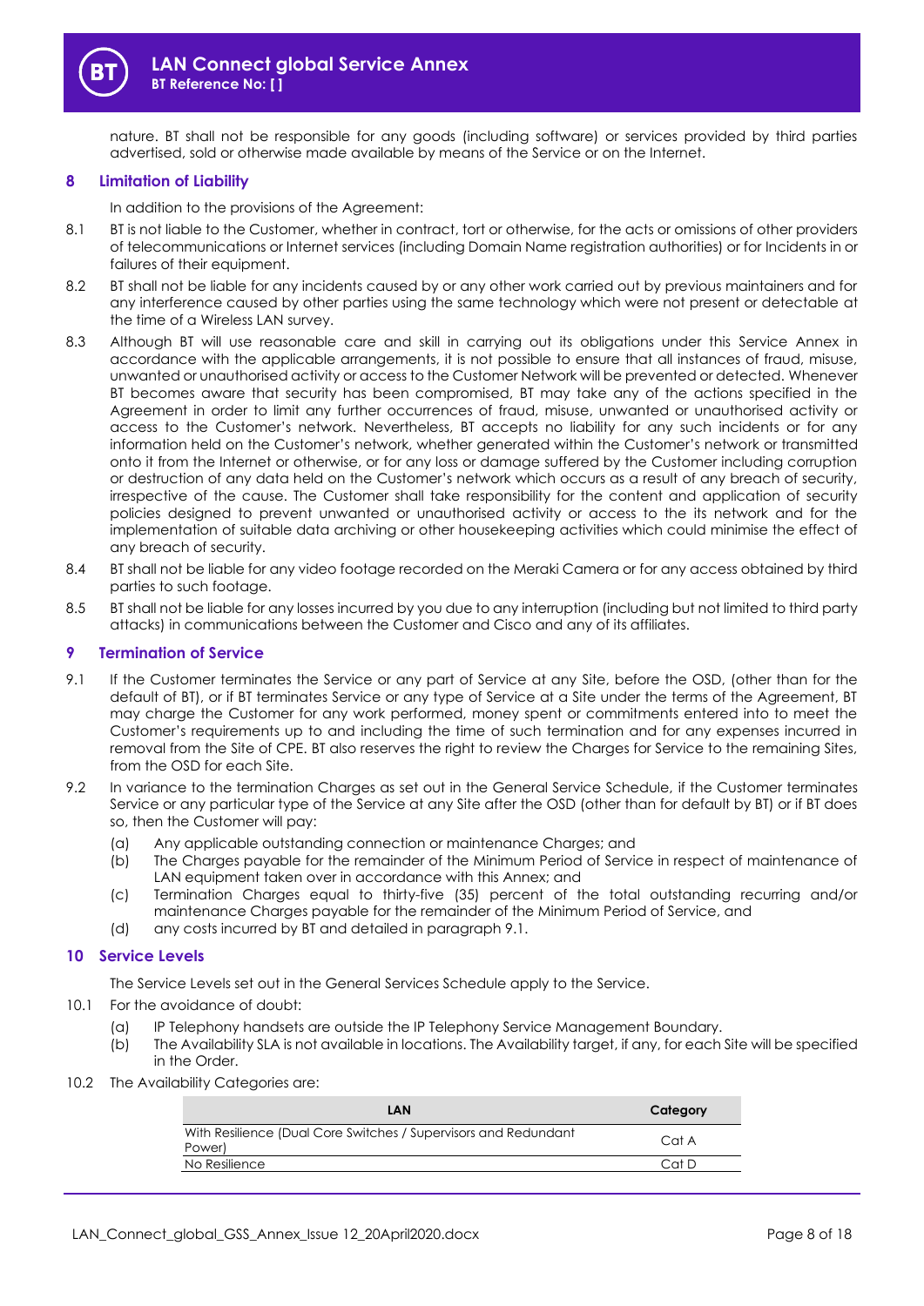nature. BT shall not be responsible for any goods (including software) or services provided by third parties advertised, sold or otherwise made available by means of the Service or on the Internet.

## 8 Limitation of Liability

In addition to the provisions of the Agreement:

8.1 BT is not liable to the Customer, whether in contract, tort or otherwise, for the acts or omissions of other providers of telecommunications or Internet services (including Domain Name registration authorities) or for Incidents in or failures of their equipment.

8.2 BT shall not be liable for any incidents caused by or any other work carried out by previous maintainers and for any interference caused by other parties using the same technology which were not present or detectable at the time of a Wireless LAN survey.

8.3 Although BT will use reasonable care and skill in carrying out its obligations under this Service Annex in accordance with the applicable arrangements, it is not possible to ensure that all instances of fraud, misuse, unwanted or unauthorised activity or access to the Customer Network will be prevented or detected. Whenever BT becomes aware that security has been compromised, BT may take any of the actions specified in the Agreement in order to limit any further occurrences of fraud, misuse, unwanted or unauthorised activity or access to the Customer's network. Nevertheless, BT accepts no liability for any such incidents or for any information held on the Customer's network, whether generated within the Customer's network or transmitted onto it from the Internet or otherwise, or for any loss or damage suffered by the Customer including corruption or destruction of any data held on the Customer's network which occurs as a result of any breach of security, irrespective of the cause. The Customer shall take responsibility for the content and application of security policies designed to prevent unwanted or unauthorised activity or access to the its network and for the implementation of suitable data archiving or other housekeeping activities which could minimise the effect of any breach of security.

8.4 BT shall not be liable for any video footage recorded on the Meraki Camera or for any access obtained by third parties to such footage.

8.5 BT shall not be liable for any losses incurred by you due to any interruption (including but not limited to third party attacks) in communications between the Customer and Cisco and any of its affiliates.

## 9 Termination of Service

9.1 If the Customer terminates the Service or any part of Service at any Site, before the OSD, (other than for the default of BT), or if BT terminates Service or any type of Service at a Site under the terms of the Agreement, BT may charge the Customer for any work performed, money spent or commitments entered into to meet the Customer's requirements up to and including the time of such termination and for any expenses incurred in removal from the Site of CPE. BT also reserves the right to review the Charges for Service to the remaining Sites, from the OSD for each Site.

9.2 In variance to the termination Charges as set out in the General Service Schedule, if the Customer terminates Service or any particular type of the Service at any Site after the OSD (other than for default by BT) or if BT does so, then the Customer will pay:

(a) Any applicable outstanding connection or maintenance Charges; and
(b) The Charges payable for the remainder of the Minimum Period of Service in respect of maintenance of LAN equipment taken over in accordance with this Annex; and
(c) Termination Charges equal to thirty-five (35) percent of the total outstanding recurring and/or maintenance Charges payable for the remainder of the Minimum Period of Service, and
(d) any costs incurred by BT and detailed in paragraph 9.1.

## 10 Service Levels

The Service Levels set out in the General Services Schedule apply to the Service.

10.1 For the avoidance of doubt:

(a) IP Telephony handsets are outside the IP Telephony Service Management Boundary.
(b) The Availability SLA is not available in locations. The Availability target, if any, for each Site will be specified in the Order.

10.2 The Availability Categories are:

| LAN | Category |
|---|---|
| With Resilience (Dual Core Switches / Supervisors and Redundant Power) | Cat A |
| No Resilience | Cat D |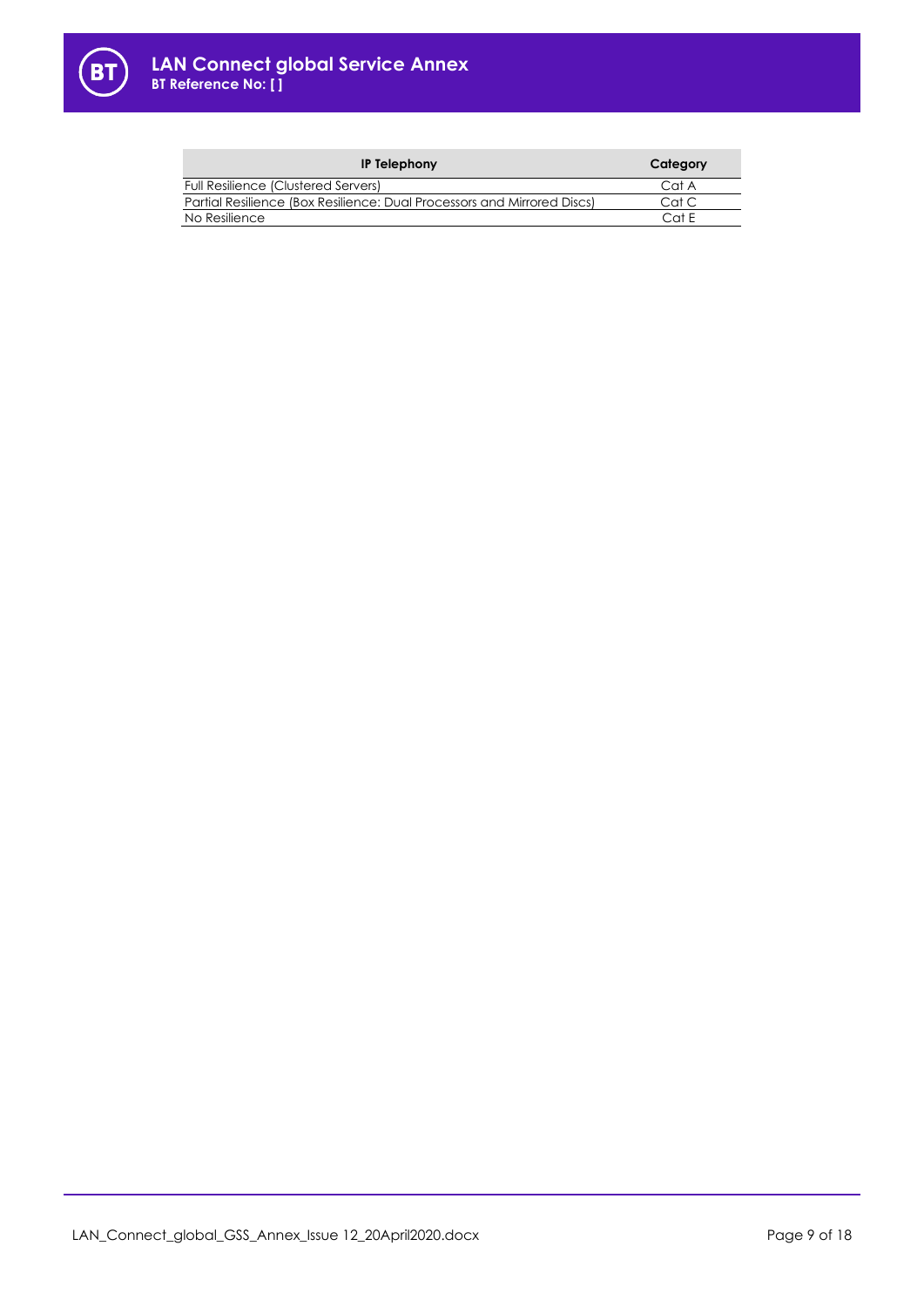| IP Telephony | Category |
|---|---|
| Full Resilience (Clustered Servers) | Cat A |
| Partial Resilience (Box Resilience: Dual Processors and Mirrored Discs) | Cat C |
| No Resilience | Cat E |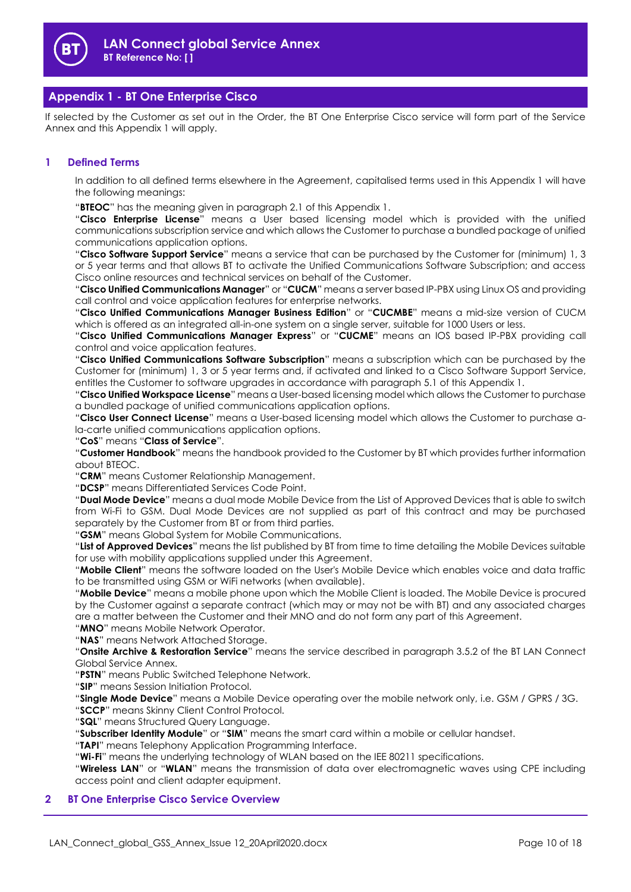## Appendix 1 - BT One Enterprise Cisco

If selected by the Customer as set out in the Order, the BT One Enterprise Cisco service will form part of the Service Annex and this Appendix 1 will apply.

### 1 Defined Terms

In addition to all defined terms elsewhere in the Agreement, capitalised terms used in this Appendix 1 will have the following meanings:

"**BTEOC**" has the meaning given in paragraph 2.1 of this Appendix 1.

"**Cisco Enterprise License**" means a User based licensing model which is provided with the unified communications subscription service and which allows the Customer to purchase a bundled package of unified communications application options.

"**Cisco Software Support Service**" means a service that can be purchased by the Customer for (minimum) 1, 3 or 5 year terms and that allows BT to activate the Unified Communications Software Subscription; and access Cisco online resources and technical services on behalf of the Customer.

"**Cisco Unified Communications Manager**" or "**CUCM**" means a server based IP-PBX using Linux OS and providing call control and voice application features for enterprise networks.

"**Cisco Unified Communications Manager Business Edition**" or "**CUCMBE**" means a mid-size version of CUCM which is offered as an integrated all-in-one system on a single server, suitable for 1000 Users or less.

"**Cisco Unified Communications Manager Express**" or "**CUCME**" means an IOS based IP-PBX providing call control and voice application features.

"**Cisco Unified Communications Software Subscription**" means a subscription which can be purchased by the Customer for (minimum) 1, 3 or 5 year terms and, if activated and linked to a Cisco Software Support Service, entitles the Customer to software upgrades in accordance with paragraph 5.1 of this Appendix 1.

"**Cisco Unified Workspace License**" means a User-based licensing model which allows the Customer to purchase a bundled package of unified communications application options.

"**Cisco User Connect License**" means a User-based licensing model which allows the Customer to purchase a-la-carte unified communications application options.

"**CoS**" means "**Class of Service**".

"**Customer Handbook**" means the handbook provided to the Customer by BT which provides further information about BTEOC.

"**CRM**" means Customer Relationship Management.

"**DCSP**" means Differentiated Services Code Point.

"**Dual Mode Device**" means a dual mode Mobile Device from the List of Approved Devices that is able to switch from Wi-Fi to GSM. Dual Mode Devices are not supplied as part of this contract and may be purchased separately by the Customer from BT or from third parties.

"**GSM**" means Global System for Mobile Communications.

"**List of Approved Devices**" means the list published by BT from time to time detailing the Mobile Devices suitable for use with mobility applications supplied under this Agreement.

"**Mobile Client**" means the software loaded on the User's Mobile Device which enables voice and data traffic to be transmitted using GSM or WiFi networks (when available).

"**Mobile Device**" means a mobile phone upon which the Mobile Client is loaded. The Mobile Device is procured by the Customer against a separate contract (which may or may not be with BT) and any associated charges are a matter between the Customer and their MNO and do not form any part of this Agreement.

"**MNO**" means Mobile Network Operator.

"**NAS**" means Network Attached Storage.

"**Onsite Archive & Restoration Service**" means the service described in paragraph 3.5.2 of the BT LAN Connect Global Service Annex.

"**PSTN**" means Public Switched Telephone Network.

"**SIP**" means Session Initiation Protocol.

"**Single Mode Device**" means a Mobile Device operating over the mobile network only, i.e. GSM / GPRS / 3G.

"**SCCP**" means Skinny Client Control Protocol.

"**SQL**" means Structured Query Language.

"**Subscriber Identity Module**" or "**SIM**" means the smart card within a mobile or cellular handset.

"**TAPI**" means Telephony Application Programming Interface.

"**Wi-Fi**" means the underlying technology of WLAN based on the IEE 80211 specifications.

"**Wireless LAN**" or "**WLAN**" means the transmission of data over electromagnetic waves using CPE including access point and client adapter equipment.

### 2 BT One Enterprise Cisco Service Overview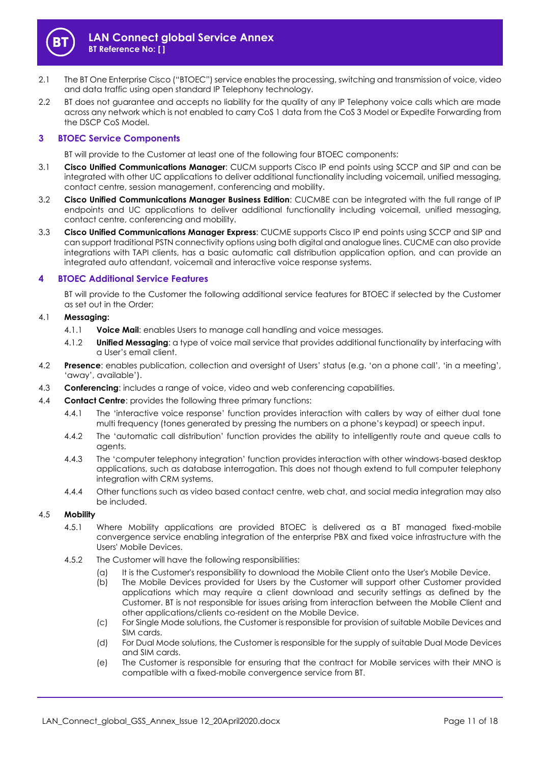2.1 The BT One Enterprise Cisco ("BTOEC") service enables the processing, switching and transmission of voice, video and data traffic using open standard IP Telephony technology.

2.2 BT does not guarantee and accepts no liability for the quality of any IP Telephony voice calls which are made across any network which is not enabled to carry CoS 1 data from the CoS 3 Model or Expedite Forwarding from the DSCP CoS Model.

## 3 BTOEC Service Components

BT will provide to the Customer at least one of the following four BTOEC components:

3.1 **Cisco Unified Communications Manager**: CUCM supports Cisco IP end points using SCCP and SIP and can be integrated with other UC applications to deliver additional functionality including voicemail, unified messaging, contact centre, session management, conferencing and mobility.

3.2 **Cisco Unified Communications Manager Business Edition**: CUCMBE can be integrated with the full range of IP endpoints and UC applications to deliver additional functionality including voicemail, unified messaging, contact centre, conferencing and mobility.

3.3 **Cisco Unified Communications Manager Express**: CUCME supports Cisco IP end points using SCCP and SIP and can support traditional PSTN connectivity options using both digital and analogue lines. CUCME can also provide integrations with TAPI clients, has a basic automatic call distribution application option, and can provide an integrated auto attendant, voicemail and interactive voice response systems.

## 4 BTOEC Additional Service Features

BT will provide to the Customer the following additional service features for BTOEC if selected by the Customer as set out in the Order:

4.1 **Messaging:**

4.1.1 **Voice Mail**: enables Users to manage call handling and voice messages.

4.1.2 **Unified Messaging**: a type of voice mail service that provides additional functionality by interfacing with a User's email client.

4.2 **Presence**: enables publication, collection and oversight of Users' status (e.g. 'on a phone call', 'in a meeting', 'away', available').

4.3 **Conferencing**: includes a range of voice, video and web conferencing capabilities.

4.4 **Contact Centre**: provides the following three primary functions:

4.4.1 The 'interactive voice response' function provides interaction with callers by way of either dual tone multi frequency (tones generated by pressing the numbers on a phone's keypad) or speech input.

4.4.2 The 'automatic call distribution' function provides the ability to intelligently route and queue calls to agents.

4.4.3 The 'computer telephony integration' function provides interaction with other windows-based desktop applications, such as database interrogation. This does not though extend to full computer telephony integration with CRM systems.

4.4.4 Other functions such as video based contact centre, web chat, and social media integration may also be included.

4.5 **Mobility**

4.5.1 Where Mobility applications are provided BTOEC is delivered as a BT managed fixed-mobile convergence service enabling integration of the enterprise PBX and fixed voice infrastructure with the Users' Mobile Devices.

4.5.2 The Customer will have the following responsibilities:

(a) It is the Customer's responsibility to download the Mobile Client onto the User's Mobile Device.

(b) The Mobile Devices provided for Users by the Customer will support other Customer provided applications which may require a client download and security settings as defined by the Customer. BT is not responsible for issues arising from interaction between the Mobile Client and other applications/clients co-resident on the Mobile Device.

(c) For Single Mode solutions, the Customer is responsible for provision of suitable Mobile Devices and SIM cards.

(d) For Dual Mode solutions, the Customer is responsible for the supply of suitable Dual Mode Devices and SIM cards.

(e) The Customer is responsible for ensuring that the contract for Mobile services with their MNO is compatible with a fixed-mobile convergence service from BT.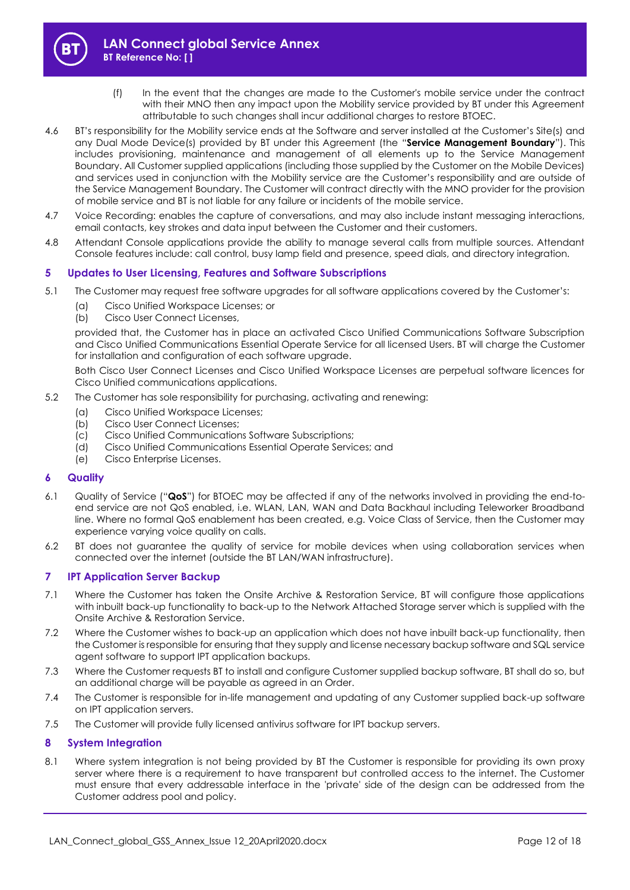(f) In the event that the changes are made to the Customer's mobile service under the contract with their MNO then any impact upon the Mobility service provided by BT under this Agreement attributable to such changes shall incur additional charges to restore BTOEC.

4.6 BT's responsibility for the Mobility service ends at the Software and server installed at the Customer's Site(s) and any Dual Mode Device(s) provided by BT under this Agreement (the "**Service Management Boundary**"). This includes provisioning, maintenance and management of all elements up to the Service Management Boundary. All Customer supplied applications (including those supplied by the Customer on the Mobile Devices) and services used in conjunction with the Mobility service are the Customer's responsibility and are outside of the Service Management Boundary. The Customer will contract directly with the MNO provider for the provision of mobile service and BT is not liable for any failure or incidents of the mobile service.

4.7 Voice Recording: enables the capture of conversations, and may also include instant messaging interactions, email contacts, key strokes and data input between the Customer and their customers.

4.8 Attendant Console applications provide the ability to manage several calls from multiple sources. Attendant Console features include: call control, busy lamp field and presence, speed dials, and directory integration.

## 5 Updates to User Licensing, Features and Software Subscriptions

5.1 The Customer may request free software upgrades for all software applications covered by the Customer's:

(a) Cisco Unified Workspace Licenses; or
(b) Cisco User Connect Licenses,

provided that, the Customer has in place an activated Cisco Unified Communications Software Subscription and Cisco Unified Communications Essential Operate Service for all licensed Users. BT will charge the Customer for installation and configuration of each software upgrade.

Both Cisco User Connect Licenses and Cisco Unified Workspace Licenses are perpetual software licences for Cisco Unified communications applications.

5.2 The Customer has sole responsibility for purchasing, activating and renewing:

(a) Cisco Unified Workspace Licenses;
(b) Cisco User Connect Licenses;
(c) Cisco Unified Communications Software Subscriptions;
(d) Cisco Unified Communications Essential Operate Services; and
(e) Cisco Enterprise Licenses.

## 6 Quality

6.1 Quality of Service ("**QoS**") for BTOEC may be affected if any of the networks involved in providing the end-to-end service are not QoS enabled, i.e. WLAN, LAN, WAN and Data Backhaul including Teleworker Broadband line. Where no formal QoS enablement has been created, e.g. Voice Class of Service, then the Customer may experience varying voice quality on calls.

6.2 BT does not guarantee the quality of service for mobile devices when using collaboration services when connected over the internet (outside the BT LAN/WAN infrastructure).

## 7 IPT Application Server Backup

7.1 Where the Customer has taken the Onsite Archive & Restoration Service, BT will configure those applications with inbuilt back-up functionality to back-up to the Network Attached Storage server which is supplied with the Onsite Archive & Restoration Service.

7.2 Where the Customer wishes to back-up an application which does not have inbuilt back-up functionality, then the Customer is responsible for ensuring that they supply and license necessary backup software and SQL service agent software to support IPT application backups.

7.3 Where the Customer requests BT to install and configure Customer supplied backup software, BT shall do so, but an additional charge will be payable as agreed in an Order.

7.4 The Customer is responsible for in-life management and updating of any Customer supplied back-up software on IPT application servers.

7.5 The Customer will provide fully licensed antivirus software for IPT backup servers.

## 8 System Integration

8.1 Where system integration is not being provided by BT the Customer is responsible for providing its own proxy server where there is a requirement to have transparent but controlled access to the internet. The Customer must ensure that every addressable interface in the 'private' side of the design can be addressed from the Customer address pool and policy.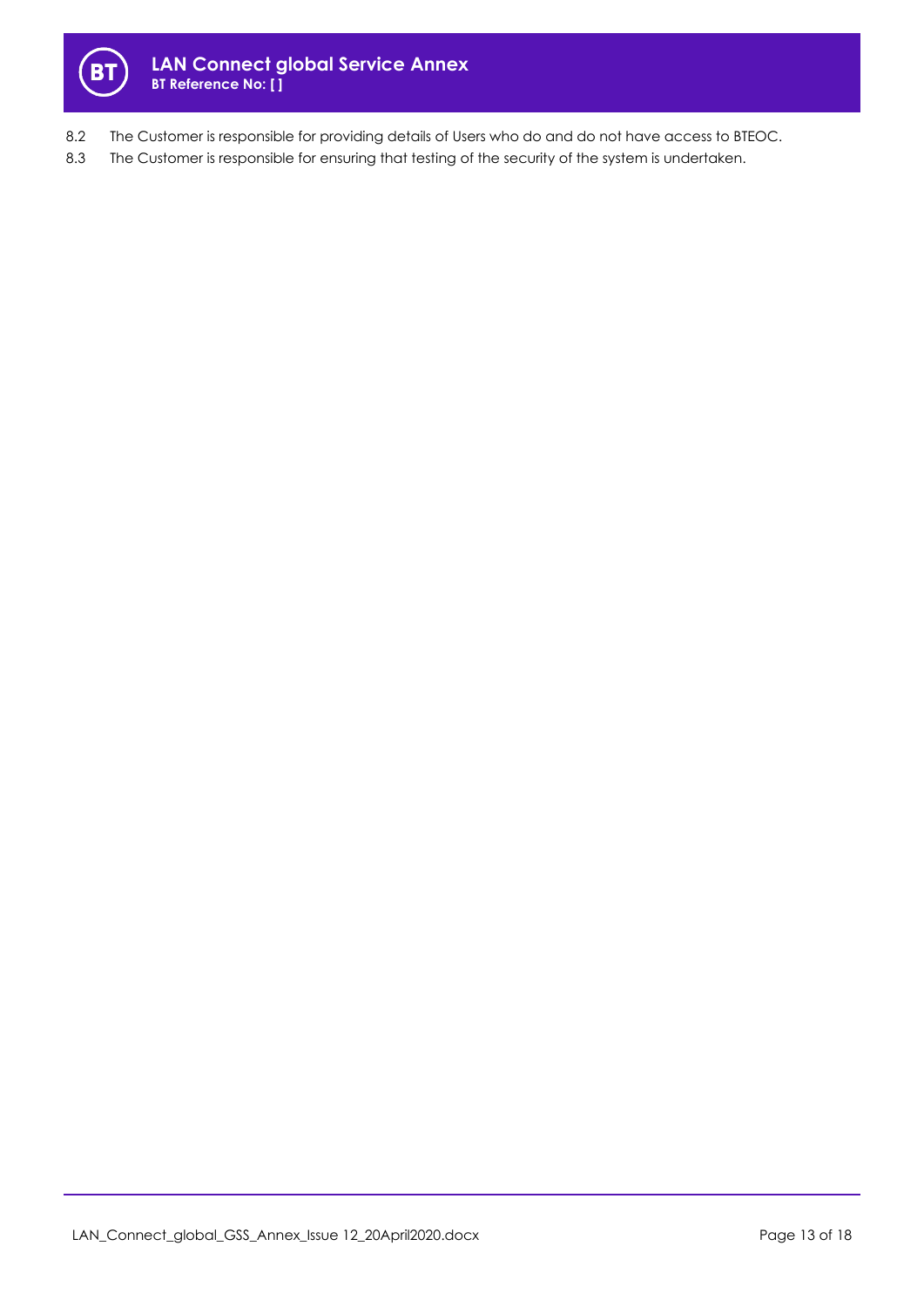8.2 The Customer is responsible for providing details of Users who do and do not have access to BTEOC.

8.3 The Customer is responsible for ensuring that testing of the security of the system is undertaken.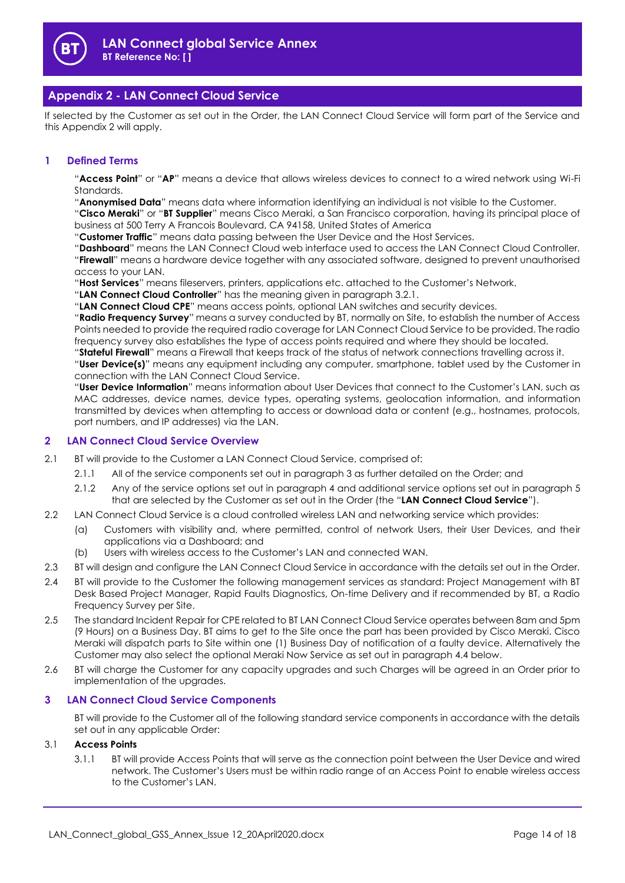## Appendix 2 - LAN Connect Cloud Service

If selected by the Customer as set out in the Order, the LAN Connect Cloud Service will form part of the Service and this Appendix 2 will apply.

### 1 Defined Terms

"**Access Point**" or "**AP**" means a device that allows wireless devices to connect to a wired network using Wi-Fi Standards.

"**Anonymised Data**" means data where information identifying an individual is not visible to the Customer.

"**Cisco Meraki**" or "**BT Supplier**" means Cisco Meraki, a San Francisco corporation, having its principal place of business at 500 Terry A Francois Boulevard, CA 94158, United States of America

"**Customer Traffic**" means data passing between the User Device and the Host Services.

"**Dashboard**" means the LAN Connect Cloud web interface used to access the LAN Connect Cloud Controller.

"**Firewall**" means a hardware device together with any associated software, designed to prevent unauthorised access to your LAN.

"**Host Services**" means fileservers, printers, applications etc. attached to the Customer's Network.

"**LAN Connect Cloud Controller**" has the meaning given in paragraph 3.2.1.

"**LAN Connect Cloud CPE**" means access points, optional LAN switches and security devices.

"**Radio Frequency Survey**" means a survey conducted by BT, normally on Site, to establish the number of Access Points needed to provide the required radio coverage for LAN Connect Cloud Service to be provided. The radio frequency survey also establishes the type of access points required and where they should be located.

"**Stateful Firewall**" means a Firewall that keeps track of the status of network connections travelling across it.

"**User Device(s)**" means any equipment including any computer, smartphone, tablet used by the Customer in connection with the LAN Connect Cloud Service.

"**User Device Information**" means information about User Devices that connect to the Customer's LAN, such as MAC addresses, device names, device types, operating systems, geolocation information, and information transmitted by devices when attempting to access or download data or content (e.g., hostnames, protocols, port numbers, and IP addresses) via the LAN.

### 2 LAN Connect Cloud Service Overview

2.1 BT will provide to the Customer a LAN Connect Cloud Service, comprised of:

2.1.1 All of the service components set out in paragraph 3 as further detailed on the Order; and

2.1.2 Any of the service options set out in paragraph 4 and additional service options set out in paragraph 5 that are selected by the Customer as set out in the Order (the "**LAN Connect Cloud Service**").

2.2 LAN Connect Cloud Service is a cloud controlled wireless LAN and networking service which provides:

(a) Customers with visibility and, where permitted, control of network Users, their User Devices, and their applications via a Dashboard; and

(b) Users with wireless access to the Customer's LAN and connected WAN.

2.3 BT will design and configure the LAN Connect Cloud Service in accordance with the details set out in the Order.

2.4 BT will provide to the Customer the following management services as standard: Project Management with BT Desk Based Project Manager, Rapid Faults Diagnostics, On-time Delivery and if recommended by BT, a Radio Frequency Survey per Site.

2.5 The standard Incident Repair for CPE related to BT LAN Connect Cloud Service operates between 8am and 5pm (9 Hours) on a Business Day. BT aims to get to the Site once the part has been provided by Cisco Meraki. Cisco Meraki will dispatch parts to Site within one (1) Business Day of notification of a faulty device. Alternatively the Customer may also select the optional Meraki Now Service as set out in paragraph 4.4 below.

2.6 BT will charge the Customer for any capacity upgrades and such Charges will be agreed in an Order prior to implementation of the upgrades.

### 3 LAN Connect Cloud Service Components

BT will provide to the Customer all of the following standard service components in accordance with the details set out in any applicable Order:

3.1 **Access Points**

3.1.1 BT will provide Access Points that will serve as the connection point between the User Device and wired network. The Customer's Users must be within radio range of an Access Point to enable wireless access to the Customer's LAN.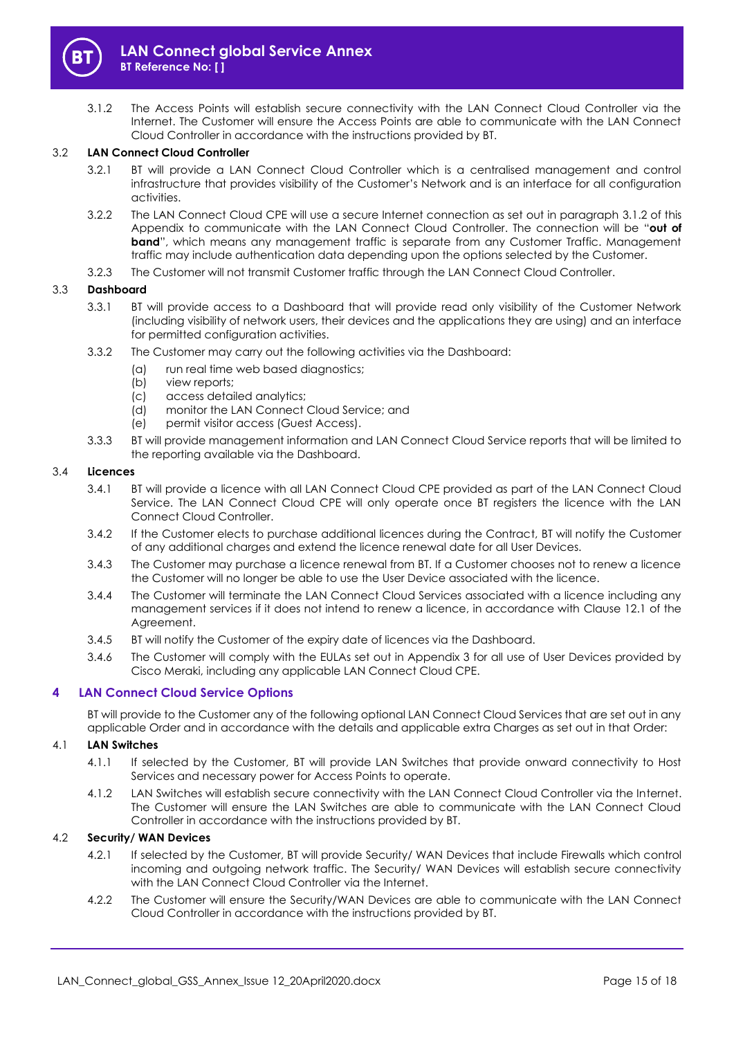3.1.2 The Access Points will establish secure connectivity with the LAN Connect Cloud Controller via the Internet. The Customer will ensure the Access Points are able to communicate with the LAN Connect Cloud Controller in accordance with the instructions provided by BT.

### 3.2 LAN Connect Cloud Controller

3.2.1 BT will provide a LAN Connect Cloud Controller which is a centralised management and control infrastructure that provides visibility of the Customer's Network and is an interface for all configuration activities.

3.2.2 The LAN Connect Cloud CPE will use a secure Internet connection as set out in paragraph 3.1.2 of this Appendix to communicate with the LAN Connect Cloud Controller. The connection will be "**out of band**", which means any management traffic is separate from any Customer Traffic. Management traffic may include authentication data depending upon the options selected by the Customer.

3.2.3 The Customer will not transmit Customer traffic through the LAN Connect Cloud Controller.

### 3.3 Dashboard

3.3.1 BT will provide access to a Dashboard that will provide read only visibility of the Customer Network (including visibility of network users, their devices and the applications they are using) and an interface for permitted configuration activities.

3.3.2 The Customer may carry out the following activities via the Dashboard:

(a) run real time web based diagnostics;
(b) view reports;
(c) access detailed analytics;
(d) monitor the LAN Connect Cloud Service; and
(e) permit visitor access (Guest Access).

3.3.3 BT will provide management information and LAN Connect Cloud Service reports that will be limited to the reporting available via the Dashboard.

### 3.4 Licences

3.4.1 BT will provide a licence with all LAN Connect Cloud CPE provided as part of the LAN Connect Cloud Service. The LAN Connect Cloud CPE will only operate once BT registers the licence with the LAN Connect Cloud Controller.

3.4.2 If the Customer elects to purchase additional licences during the Contract, BT will notify the Customer of any additional charges and extend the licence renewal date for all User Devices.

3.4.3 The Customer may purchase a licence renewal from BT. If a Customer chooses not to renew a licence the Customer will no longer be able to use the User Device associated with the licence.

3.4.4 The Customer will terminate the LAN Connect Cloud Services associated with a licence including any management services if it does not intend to renew a licence, in accordance with Clause 12.1 of the Agreement.

3.4.5 BT will notify the Customer of the expiry date of licences via the Dashboard.

3.4.6 The Customer will comply with the EULAs set out in Appendix 3 for all use of User Devices provided by Cisco Meraki, including any applicable LAN Connect Cloud CPE.

## 4 LAN Connect Cloud Service Options

BT will provide to the Customer any of the following optional LAN Connect Cloud Services that are set out in any applicable Order and in accordance with the details and applicable extra Charges as set out in that Order:

### 4.1 LAN Switches

4.1.1 If selected by the Customer, BT will provide LAN Switches that provide onward connectivity to Host Services and necessary power for Access Points to operate.

4.1.2 LAN Switches will establish secure connectivity with the LAN Connect Cloud Controller via the Internet. The Customer will ensure the LAN Switches are able to communicate with the LAN Connect Cloud Controller in accordance with the instructions provided by BT.

### 4.2 Security/ WAN Devices

4.2.1 If selected by the Customer, BT will provide Security/ WAN Devices that include Firewalls which control incoming and outgoing network traffic. The Security/ WAN Devices will establish secure connectivity with the LAN Connect Cloud Controller via the Internet.

4.2.2 The Customer will ensure the Security/WAN Devices are able to communicate with the LAN Connect Cloud Controller in accordance with the instructions provided by BT.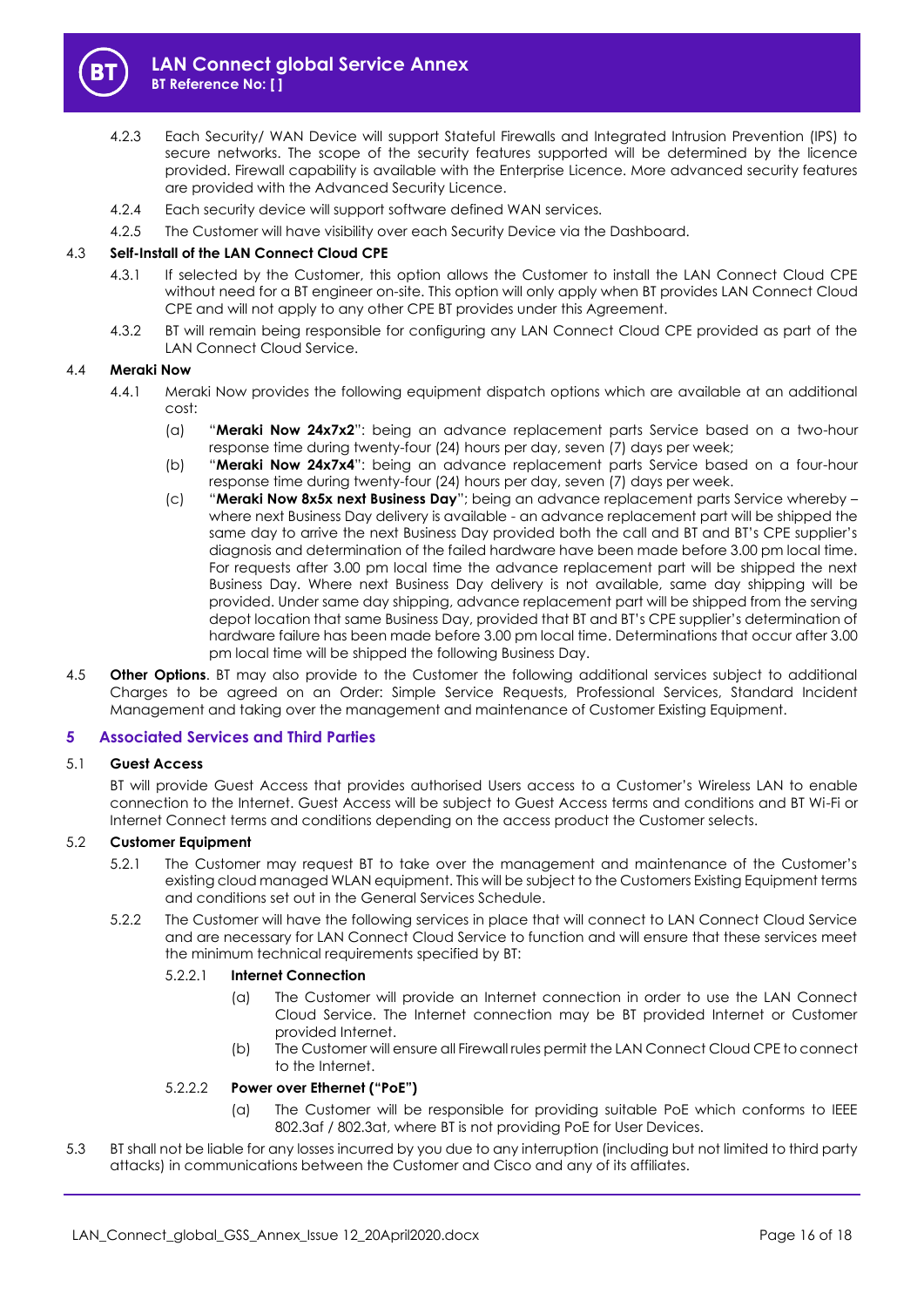4.2.3 Each Security/ WAN Device will support Stateful Firewalls and Integrated Intrusion Prevention (IPS) to secure networks. The scope of the security features supported will be determined by the licence provided. Firewall capability is available with the Enterprise Licence. More advanced security features are provided with the Advanced Security Licence.

4.2.4 Each security device will support software defined WAN services.

4.2.5 The Customer will have visibility over each Security Device via the Dashboard.

4.3 **Self-Install of the LAN Connect Cloud CPE**

4.3.1 If selected by the Customer, this option allows the Customer to install the LAN Connect Cloud CPE without need for a BT engineer on-site. This option will only apply when BT provides LAN Connect Cloud CPE and will not apply to any other CPE BT provides under this Agreement.

4.3.2 BT will remain being responsible for configuring any LAN Connect Cloud CPE provided as part of the LAN Connect Cloud Service.

4.4 **Meraki Now**

4.4.1 Meraki Now provides the following equipment dispatch options which are available at an additional cost:

(a) "**Meraki Now 24x7x2**": being an advance replacement parts Service based on a two-hour response time during twenty-four (24) hours per day, seven (7) days per week;

(b) "**Meraki Now 24x7x4**": being an advance replacement parts Service based on a four-hour response time during twenty-four (24) hours per day, seven (7) days per week.

(c) "**Meraki Now 8x5x next Business Day**"; being an advance replacement parts Service whereby – where next Business Day delivery is available - an advance replacement part will be shipped the same day to arrive the next Business Day provided both the call and BT and BT's CPE supplier's diagnosis and determination of the failed hardware have been made before 3.00 pm local time. For requests after 3.00 pm local time the advance replacement part will be shipped the next Business Day. Where next Business Day delivery is not available, same day shipping will be provided. Under same day shipping, advance replacement part will be shipped from the serving depot location that same Business Day, provided that BT and BT's CPE supplier's determination of hardware failure has been made before 3.00 pm local time. Determinations that occur after 3.00 pm local time will be shipped the following Business Day.

4.5 **Other Options**. BT may also provide to the Customer the following additional services subject to additional Charges to be agreed on an Order: Simple Service Requests, Professional Services, Standard Incident Management and taking over the management and maintenance of Customer Existing Equipment.

## 5 Associated Services and Third Parties

5.1 **Guest Access**

BT will provide Guest Access that provides authorised Users access to a Customer's Wireless LAN to enable connection to the Internet. Guest Access will be subject to Guest Access terms and conditions and BT Wi-Fi or Internet Connect terms and conditions depending on the access product the Customer selects.

5.2 **Customer Equipment**

5.2.1 The Customer may request BT to take over the management and maintenance of the Customer's existing cloud managed WLAN equipment. This will be subject to the Customers Existing Equipment terms and conditions set out in the General Services Schedule.

5.2.2 The Customer will have the following services in place that will connect to LAN Connect Cloud Service and are necessary for LAN Connect Cloud Service to function and will ensure that these services meet the minimum technical requirements specified by BT:

5.2.2.1 **Internet Connection**

(a) The Customer will provide an Internet connection in order to use the LAN Connect Cloud Service. The Internet connection may be BT provided Internet or Customer provided Internet.

(b) The Customer will ensure all Firewall rules permit the LAN Connect Cloud CPE to connect to the Internet.

5.2.2.2 **Power over Ethernet ("PoE")**

(a) The Customer will be responsible for providing suitable PoE which conforms to IEEE 802.3af / 802.3at, where BT is not providing PoE for User Devices.

5.3 BT shall not be liable for any losses incurred by you due to any interruption (including but not limited to third party attacks) in communications between the Customer and Cisco and any of its affiliates.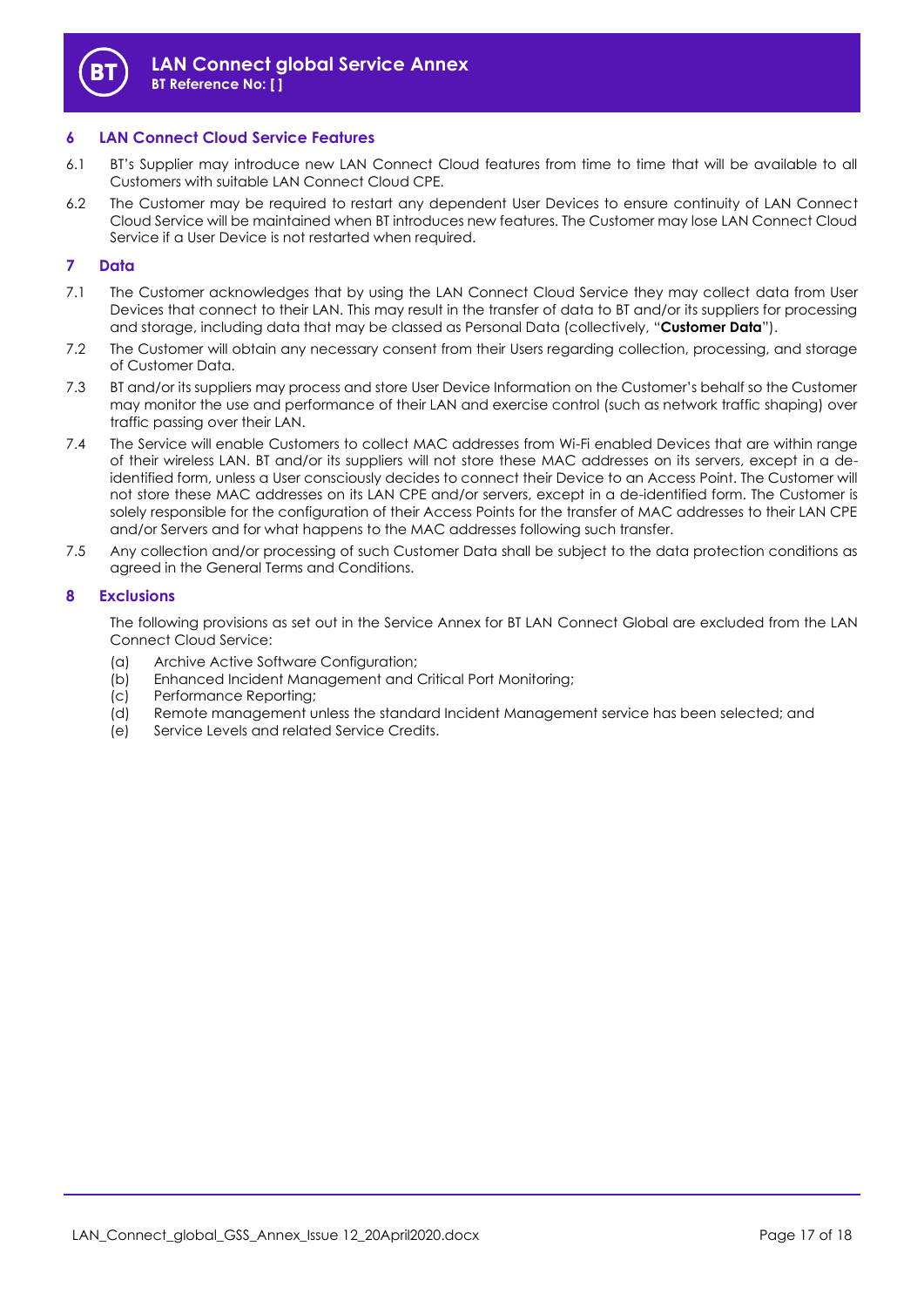## 6 LAN Connect Cloud Service Features

6.1 BT's Supplier may introduce new LAN Connect Cloud features from time to time that will be available to all Customers with suitable LAN Connect Cloud CPE.

6.2 The Customer may be required to restart any dependent User Devices to ensure continuity of LAN Connect Cloud Service will be maintained when BT introduces new features. The Customer may lose LAN Connect Cloud Service if a User Device is not restarted when required.

## 7 Data

7.1 The Customer acknowledges that by using the LAN Connect Cloud Service they may collect data from User Devices that connect to their LAN. This may result in the transfer of data to BT and/or its suppliers for processing and storage, including data that may be classed as Personal Data (collectively, "**Customer Data**").

7.2 The Customer will obtain any necessary consent from their Users regarding collection, processing, and storage of Customer Data.

7.3 BT and/or its suppliers may process and store User Device Information on the Customer's behalf so the Customer may monitor the use and performance of their LAN and exercise control (such as network traffic shaping) over traffic passing over their LAN.

7.4 The Service will enable Customers to collect MAC addresses from Wi-Fi enabled Devices that are within range of their wireless LAN. BT and/or its suppliers will not store these MAC addresses on its servers, except in a de-identified form, unless a User consciously decides to connect their Device to an Access Point. The Customer will not store these MAC addresses on its LAN CPE and/or servers, except in a de-identified form. The Customer is solely responsible for the configuration of their Access Points for the transfer of MAC addresses to their LAN CPE and/or Servers and for what happens to the MAC addresses following such transfer.

7.5 Any collection and/or processing of such Customer Data shall be subject to the data protection conditions as agreed in the General Terms and Conditions.

## 8 Exclusions

The following provisions as set out in the Service Annex for BT LAN Connect Global are excluded from the LAN Connect Cloud Service:

(a) Archive Active Software Configuration;
(b) Enhanced Incident Management and Critical Port Monitoring;
(c) Performance Reporting;
(d) Remote management unless the standard Incident Management service has been selected; and
(e) Service Levels and related Service Credits.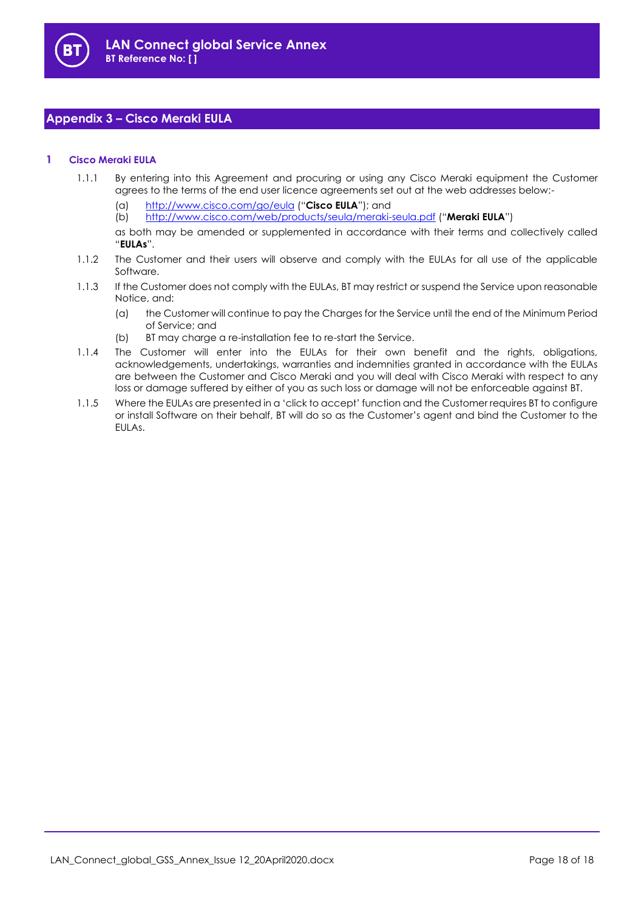## Appendix 3 – Cisco Meraki EULA

### 1 Cisco Meraki EULA

1.1.1 By entering into this Agreement and procuring or using any Cisco Meraki equipment the Customer agrees to the terms of the end user licence agreements set out at the web addresses below:-

(a) http://www.cisco.com/go/eula ("**Cisco EULA**"); and

(b) http://www.cisco.com/web/products/seula/meraki-seula.pdf ("**Meraki EULA**")

as both may be amended or supplemented in accordance with their terms and collectively called "**EULAs**".

1.1.2 The Customer and their users will observe and comply with the EULAs for all use of the applicable Software.

1.1.3 If the Customer does not comply with the EULAs, BT may restrict or suspend the Service upon reasonable Notice, and:

(a) the Customer will continue to pay the Charges for the Service until the end of the Minimum Period of Service; and

(b) BT may charge a re-installation fee to re-start the Service.

1.1.4 The Customer will enter into the EULAs for their own benefit and the rights, obligations, acknowledgements, undertakings, warranties and indemnities granted in accordance with the EULAs are between the Customer and Cisco Meraki and you will deal with Cisco Meraki with respect to any loss or damage suffered by either of you as such loss or damage will not be enforceable against BT.

1.1.5 Where the EULAs are presented in a 'click to accept' function and the Customer requires BT to configure or install Software on their behalf, BT will do so as the Customer's agent and bind the Customer to the EULAs.